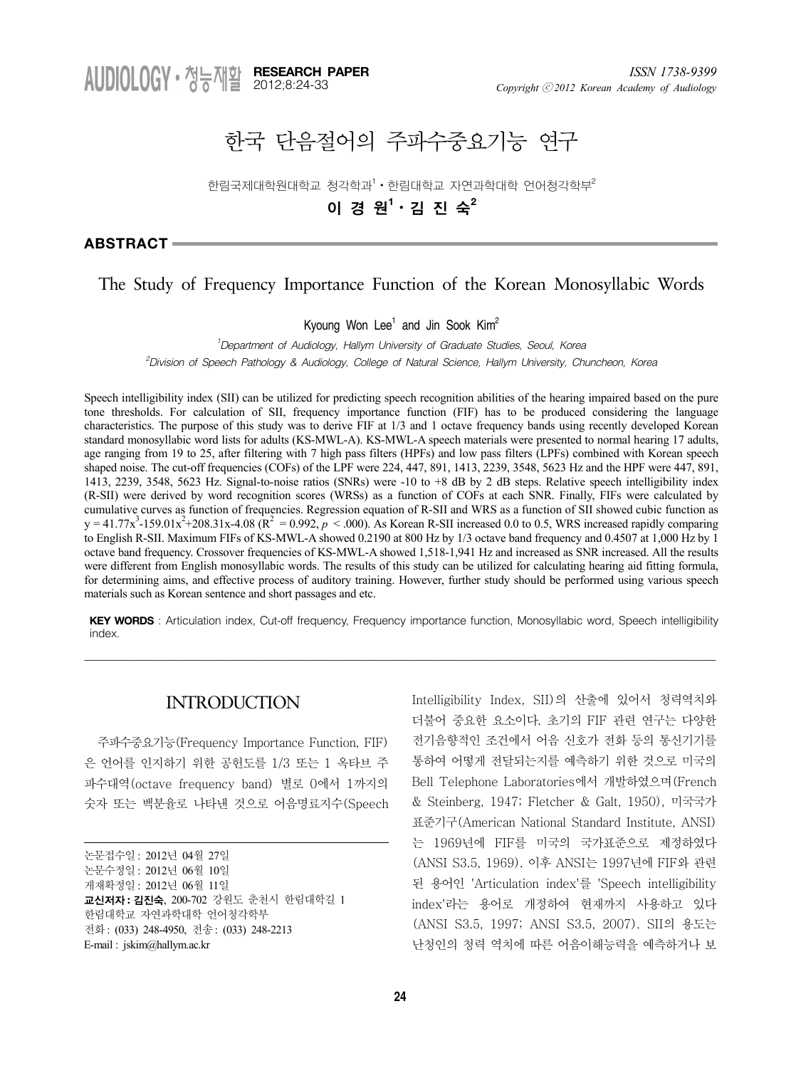# 한국 단음절어의 주파수중요기능 연구

한림국제대학원대학교 청각학과[1] · 한림대학교 자연과학대학 언어청각학부[2]

**이 경 원[1] · 김 진 숙[2]**

## ABSTRACT

## The Study of Frequency Importance Function of the Korean Monosyllabic Words

Kyoung Won Lee[1] and Jin Sook Kim[2]

[1]*Department of Audiology, Hallym University of Graduate Studies, Seoul, Korea*

[2]*Division of Speech Pathology & Audiology, College of Natural Science, Hallym University, Chuncheon, Korea*

Speech intelligibility index (SII) can be utilized for predicting speech recognition abilities of the hearing impaired based on the pure tone thresholds. For calculation of SII, frequency importance function (FIF) has to be produced considering the language characteristics. The purpose of this study was to derive FIF at 1/3 and 1 octave frequency bands using recently developed Korean standard monosyllabic word lists for adults (KS-MWL-A). KS-MWL-A speech materials were presented to normal hearing 17 adults, age ranging from 19 to 25, after filtering with 7 high pass filters (HPFs) and low pass filters (LPFs) combined with Korean speech shaped noise. The cut-off frequencies (COFs) of the LPF were 224, 447, 891, 1413, 2239, 3548, 5623 Hz and the HPF were 447, 891, 1413, 2239, 3548, 5623 Hz. Signal-to-noise ratios (SNRs) were -10 to +8 dB by 2 dB steps. Relative speech intelligibility index (R-SII) were derived by word recognition scores (WRSs) as a function of COFs at each SNR. Finally, FIFs were calculated by cumulative curves as function of frequencies. Regression equation of R-SII and WRS as a function of SII showed cubic function as $y = 41.77x^3-159.01x^2+208.31x-4.08$ ($R^2 = 0.992$, $p < .000$). As Korean R-SII increased 0.0 to 0.5, WRS increased rapidly comparing to English R-SII. Maximum FIFs of KS-MWL-A showed 0.2190 at 800 Hz by 1/3 octave band frequency and 0.4507 at 1,000 Hz by 1 octave band frequency. Crossover frequencies of KS-MWL-A showed 1,518-1,941 Hz and increased as SNR increased. All the results were different from English monosyllabic words. The results of this study can be utilized for calculating hearing aid fitting formula, for determining aims, and effective process of auditory training. However, further study should be performed using various speech materials such as Korean sentence and short passages and etc.

**KEY WORDS** : Articulation index, Cut-off frequency, Frequency importance function, Monosyllabic word, Speech intelligibility index.

---

## INTRODUCTION

주파수중요기능(Frequency Importance Function, FIF)은 언어를 인지하기 위한 공헌도를 1/3 또는 1 옥타브 주파수대역(octave frequency band) 별로 0에서 1까지의 숫자 또는 백분율로 나타낸 것으로 어음명료지수(Speech Intelligibility Index, SII)의 산출에 있어서 청력역치와 더불어 중요한 요소이다. 초기의 FIF 관련 연구는 다양한 전기음향적인 조건에서 어음 신호가 전화 등의 통신기기를 통하여 어떻게 전달되는지를 예측하기 위한 것으로 미국의 Bell Telephone Laboratories에서 개발하였으며(French & Steinberg, 1947; Fletcher & Galt, 1950), 미국국가표준기구(American National Standard Institute, ANSI)는 1969년에 FIF를 미국의 국가표준으로 제정하였다(ANSI S3.5, 1969). 이후 ANSI는 1997년에 FIF와 관련된 용어인 'Articulation index'를 'Speech intelligibility index'라는 용어로 개정하여 현재까지 사용하고 있다(ANSI S3.5, 1997; ANSI S3.5, 2007). SII의 용도는 난청인의 청력 역치에 따른 어음이해능력을 예측하거나 보

---

논문접수일 : 2012년 04월 27일
논문수정일 : 2012년 06월 10일
게재확정일 : 2012년 06월 11일
**교신저자 : 김진숙**, 200-702 강원도 춘천시 한림대학길 1 한림대학교 자연과학대학 언어청각학부
전화 : (033) 248-4950, 전송 : (033) 248-2213
E-mail : jskim@hallym.ac.kr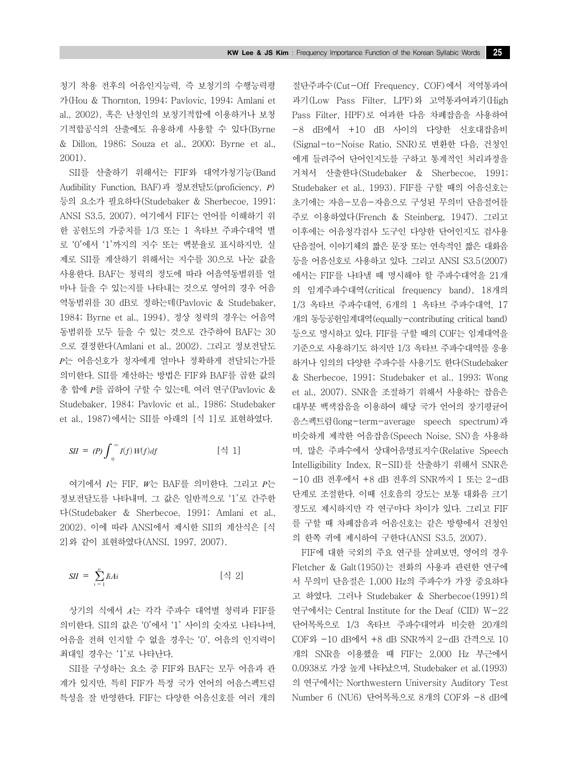청기 착용 전후의 어음인지능력, 즉 보청기의 수행능력평가(Hou & Thornton, 1994; Pavlovic, 1994; Amlani et al., 2002), 혹은 난청인의 보청기적합에 이용하거나 보청기적합공식의 산출에도 유용하게 사용할 수 있다(Byrne & Dillon, 1986; Souza et al., 2000; Byrne et al., 2001).

SII를 산출하기 위해서는 FIF와 대역가청기능(Band Audibility Function, BAF)과 정보전달도(proficiency, $P$) 등의 요소가 필요하다(Studebaker & Sherbecoe, 1991; ANSI S3.5, 2007). 여기에서 FIF는 언어를 이해하기 위한 공헌도의 가중치를 1/3 또는 1 옥타브 주파수대역 별로 '0'에서 '1'까지의 지수 또는 백분율로 표시하지만, 실제로 SII를 계산하기 위해서는 지수를 30으로 나눈 값을 사용한다. BAF는 청력의 정도에 따라 어음역동범위를 얼마나 들을 수 있는지를 나타내는 것으로 영어의 경우 어음역동범위를 30 dB로 정하는데(Pavlovic & Studebaker, 1984; Byrne et al., 1994), 정상 청력의 경우는 어음역동범위를 모두 들을 수 있는 것으로 간주하여 BAF는 30으로 결정한다(Amlani et al., 2002). 그리고 정보전달도 $P$는 어음신호가 청자에게 얼마나 정확하게 전달되는가를 의미한다. SII를 계산하는 방법은 FIF와 BAF를 곱한 값의 총 합에 $P$를 곱하여 구할 수 있는데, 여러 연구(Pavlovic & Studebaker, 1984; Pavlovic et al., 1986; Studebaker et al., 1987)에서는 SII를 아래의 [식 1]로 표현하였다.

$$SII = (P)\int_{0}^{\infty} I(f)\,W(f)\,df \qquad [식\ 1]$$

여기에서 $I$는 FIF, $W$는 BAF를 의미한다. 그리고 $P$는 정보전달도를 나타내며, 그 값은 일반적으로 '1'로 간주한다(Studebaker & Sherbecoe, 1991; Amlani et al., 2002). 이에 따라 ANSI에서 제시한 SII의 계산식은 [식 2]와 같이 표현하였다(ANSI, 1997, 2007).

$$SII = \sum_{i=1}^{n} I_i A_i \qquad [식\ 2]$$

상기의 식에서 $A$는 각각 주파수 대역별 청력과 FIF를 의미한다. SII의 값은 '0'에서 '1' 사이의 숫자로 나타내며, 어음을 전혀 인지할 수 없을 경우는 '0', 어음의 인지력이 최대일 경우는 '1'로 나타난다.

SII를 구성하는 요소 중 FIF와 BAF는 모두 어음과 관계가 있지만, 특히 FIF가 특정 국가 언어의 어음스펙트럼 특성을 잘 반영한다. FIF는 다양한 어음신호를 여러 개의 절단주파수(Cut-Off Frequency, COF)에서 저역통과여과기(Low Pass Filter, LPF)와 고역통과여과기(High Pass Filter, HPF)로 여과한 다음 차폐잡음을 사용하여 −8 dB에서 +10 dB 사이의 다양한 신호대잡음비(Signal-to-Noise Ratio, SNR)로 변환한 다음, 건청인에게 들려주어 단어인지도를 구하고 통계적인 처리과정을 거쳐서 산출한다(Studebaker & Sherbecoe, 1991; Studebaker et al., 1993). FIF를 구할 때의 어음신호는 초기에는 자음-모음-자음으로 구성된 무의미 단음절어를 주로 이용하였다(French & Steinberg, 1947). 그리고 이후에는 어음청각검사 도구인 다양한 단어인지도 검사용 단음절어, 이야기체의 짧은 문장 또는 연속적인 짧은 대화음 등을 어음신호로 사용하고 있다. 그리고 ANSI S3.5(2007)에서는 FIF를 나타낼 때 명시해야 할 주파수대역을 21개의 임계주파수대역(critical frequency band), 18개의 1/3 옥타브 주파수대역, 6개의 1 옥타브 주파수대역, 17개의 동등공헌임계대역(equally-contributing critical band) 등으로 명시하고 있다. FIF를 구할 때의 COF는 임계대역을 기준으로 사용하기도 하지만 1/3 옥타브 주파수대역를 응용하거나 임의의 다양한 주파수를 사용기도 한다(Studebaker & Sherbecoe, 1991; Studebaker et al., 1993; Wong et al., 2007). SNR을 조절하기 위해서 사용하는 잡음은 대부분 백색잡음을 이용하여 해당 국가 언어의 장기평균어음스펙트럼(long-term-average speech spectrum)과 비슷하게 제작한 어음잡음(Speech Noise, SN)을 사용하며, 많은 주파수에서 상대어음명료지수(Relative Speech Intelligibility Index, R-SII)를 산출하기 위해서 SNR은 −10 dB 전후에서 +8 dB 전후의 SNR까지 1 또는 2-dB 단계로 조절한다. 이때 신호음의 강도는 보통 대화음 크기 정도로 제시하지만 각 연구마다 차이가 있다. 그리고 FIF를 구할 때 차폐잡음과 어음신호는 같은 방향에서 건청인의 한쪽 귀에 제시하여 구한다(ANSI S3.5, 2007).

FIF에 대한 국외의 주요 연구를 살펴보면, 영어의 경우 Fletcher & Galt(1950)는 전화의 사용과 관련한 연구에서 무의미 단음절은 1,000 Hz의 주파수가 가장 중요하다고 하였다. 그러나 Studebaker & Sherbecoe(1991)의 연구에서는 Central Institute for the Deaf (CID) W-22 단어목록으로 1/3 옥타브 주파수대역과 비슷한 20개의 COF와 −10 dB에서 +8 dB SNR까지 2-dB 간격으로 10개의 SNR을 이용했을 때 FIF는 2,000 Hz 부근에서 0.0938로 가장 높게 나타났으며, Studebaker et al.(1993)의 연구에서는 Northwestern University Auditory Test Number 6 (NU6) 단어목록으로 8개의 COF와 −8 dB에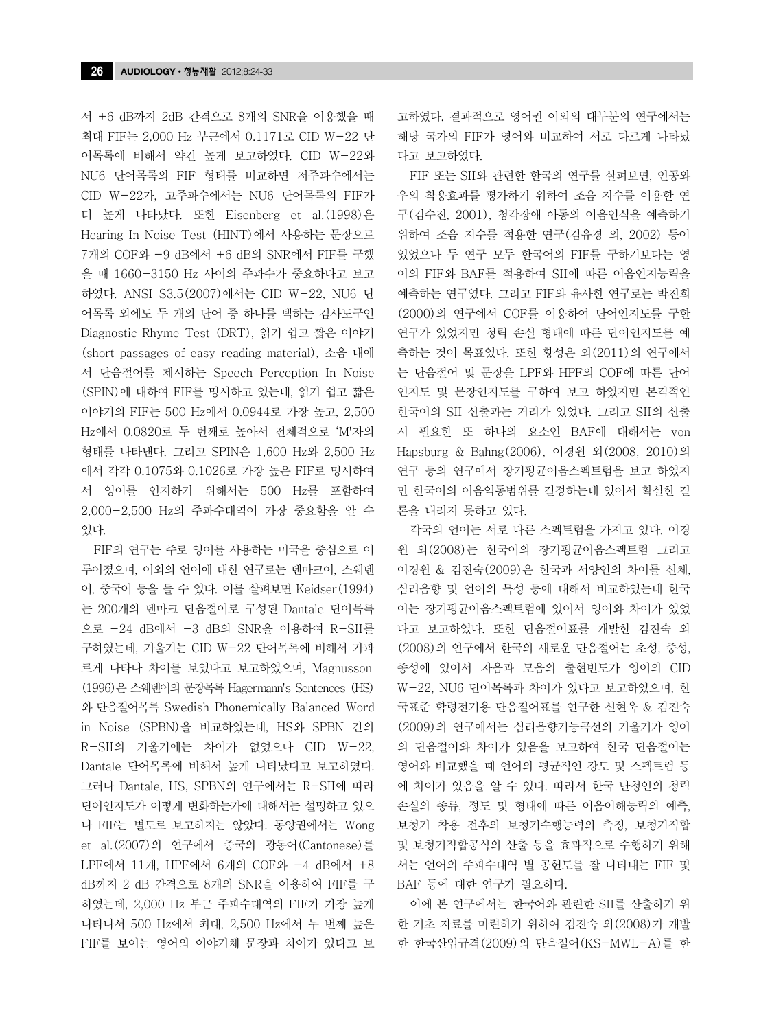서 +6 dB까지 2dB 간격으로 8개의 SNR을 이용했을 때 최대 FIF는 2,000 Hz 부근에서 0.1171로 CID W-22 단어목록에 비해서 약간 높게 보고하였다. CID W-22와 NU6 단어목록의 FIF 형태를 비교하면 저주파수에서는 CID W-22가, 고주파수에서는 NU6 단어목록의 FIF가 더 높게 나타났다. 또한 Eisenberg et al.(1998)은 Hearing In Noise Test (HINT)에서 사용하는 문장으로 7개의 COF와 -9 dB에서 +6 dB의 SNR에서 FIF를 구했을 때 1660-3150 Hz 사이의 주파수가 중요하다고 보고하였다. ANSI S3.5(2007)에서는 CID W-22, NU6 단어목록 외에도 두 개의 단어 중 하나를 택하는 검사도구인 Diagnostic Rhyme Test (DRT), 읽기 쉽고 짧은 이야기(short passages of easy reading material), 소음 내에서 단음절어를 제시하는 Speech Perception In Noise (SPIN)에 대하여 FIF를 명시하고 있는데, 읽기 쉽고 짧은 이야기의 FIF는 500 Hz에서 0.0944로 가장 높고, 2,500 Hz에서 0.0820로 두 번째로 높아서 전체적으로 'M'자의 형태를 나타낸다. 그리고 SPIN은 1,600 Hz와 2,500 Hz에서 각각 0.1075와 0.1026로 가장 높은 FIF로 명시하여서 영어를 인지하기 위해서는 500 Hz를 포함하여 2,000-2,500 Hz의 주파수대역이 가장 중요함을 알 수 있다.

FIF의 연구는 주로 영어를 사용하는 미국을 중심으로 이루어졌으며, 이외의 언어에 대한 연구로는 덴마크어, 스웨덴어, 중국어 등을 들 수 있다. 이를 살펴보면 Keidser(1994)는 200개의 덴마크 단음절어로 구성된 Dantale 단어목록으로 -24 dB에서 -3 dB의 SNR을 이용하여 R-SII를 구하였는데, 기울기는 CID W-22 단어목록에 비해서 가파르게 나타나 차이를 보였다고 보고하였으며, Magnusson (1996)은 스웨덴어의 문장목록 Hagermann's Sentences (HS)와 단음절어목록 Swedish Phonemically Balanced Word in Noise (SPBN)을 비교하였는데, HS와 SPBN 간의 R-SII의 기울기에는 차이가 없었으나 CID W-22, Dantale 단어목록에 비해서 높게 나타났다고 보고하였다. 그러나 Dantale, HS, SPBN의 연구에서는 R-SII에 따라 단어인지도가 어떻게 변화하는가에 대해서는 설명하고 있으나 FIF는 별도로 보고하지는 않았다. 동양권에서는 Wong et al.(2007)의 연구에서 중국의 광동어(Cantonese)를 LPF에서 11개, HPF에서 6개의 COF와 -4 dB에서 +8 dB까지 2 dB 간격으로 8개의 SNR을 이용하여 FIF를 구하였는데, 2,000 Hz 부근 주파수대역의 FIF가 가장 높게 나타나서 500 Hz에서 최대, 2,500 Hz에서 두 번째 높은 FIF를 보이는 영어의 이야기체 문장과 차이가 있다고 보고하였다. 결과적으로 영어권 이외의 대부분의 연구에서는 해당 국가의 FIF가 영어와 비교하여 서로 다르게 나타났다고 보고하였다.

FIF 또는 SII와 관련한 한국의 연구를 살펴보면, 인공와우의 착용효과를 평가하기 위하여 조음 지수를 이용한 연구(김수진, 2001), 청각장애 아동의 어음인식을 예측하기 위하여 조음 지수를 적용한 연구(김유경 외, 2002) 등이 있었으나 두 연구 모두 한국어의 FIF를 구하기보다는 영어의 FIF와 BAF를 적용하여 SII에 따른 어음인지능력을 예측하는 연구였다. 그리고 FIF와 유사한 연구로는 박진희(2000)의 연구에서 COF를 이용하여 단어인지도를 구한 연구가 있었지만 청력 손실 형태에 따른 단어인지도를 예측하는 것이 목표였다. 또한 황성은 외(2011)의 연구에서는 단음절어 및 문장을 LPF와 HPF의 COF에 따른 단어인지도 및 문장인지도를 구하여 보고 하였지만 본격적인 한국어의 SII 산출과는 거리가 있었다. 그리고 SII의 산출 시 필요한 또 하나의 요소인 BAF에 대해서는 von Hapsburg & Bahng(2006), 이경원 외(2008, 2010)의 연구 등의 연구에서 장기평균어음스펙트럼을 보고 하였지만 한국어의 어음역동범위를 결정하는데 있어서 확실한 결론을 내리지 못하고 있다.

각국의 언어는 서로 다른 스펙트럼을 가지고 있다. 이경원 외(2008)는 한국어의 장기평균어음스펙트럼 그리고 이경원 & 김진숙(2009)은 한국과 서양인의 차이를 신체, 심리음향 및 언어의 특성 등에 대해서 비교하였는데 한국어는 장기평균어음스펙트럼에 있어서 영어와 차이가 있었다고 보고하였다. 또한 단음절어표를 개발한 김진숙 외(2008)의 연구에서 한국의 새로운 단음절어는 초성, 중성, 종성에 있어서 자음과 모음의 출현빈도가 영어의 CID W-22, NU6 단어목록과 차이가 있다고 보고하였으며, 한국표준 학령전기용 단음절어표를 연구한 신현욱 & 김진숙(2009)의 연구에서는 심리음향기능곡선의 기울기가 영어의 단음절어와 차이가 있음을 보고하여 한국 단음절어는 영어와 비교했을 때 언어의 평균적인 강도 및 스펙트럼 등에 차이가 있음을 알 수 있다. 따라서 한국 난청인의 청력 손실의 종류, 정도 및 형태에 따른 어음이해능력의 예측, 보청기 착용 전후의 보청기수행능력의 측정, 보청기적합 및 보청기적합공식의 산출 등을 효과적으로 수행하기 위해서는 언어의 주파수대역 별 공헌도를 잘 나타내는 FIF 및 BAF 등에 대한 연구가 필요하다.

이에 본 연구에서는 한국어와 관련한 SII를 산출하기 위한 기초 자료를 마련하기 위하여 김진숙 외(2008)가 개발한 한국산업규격(2009)의 단음절어(KS-MWL-A)를 한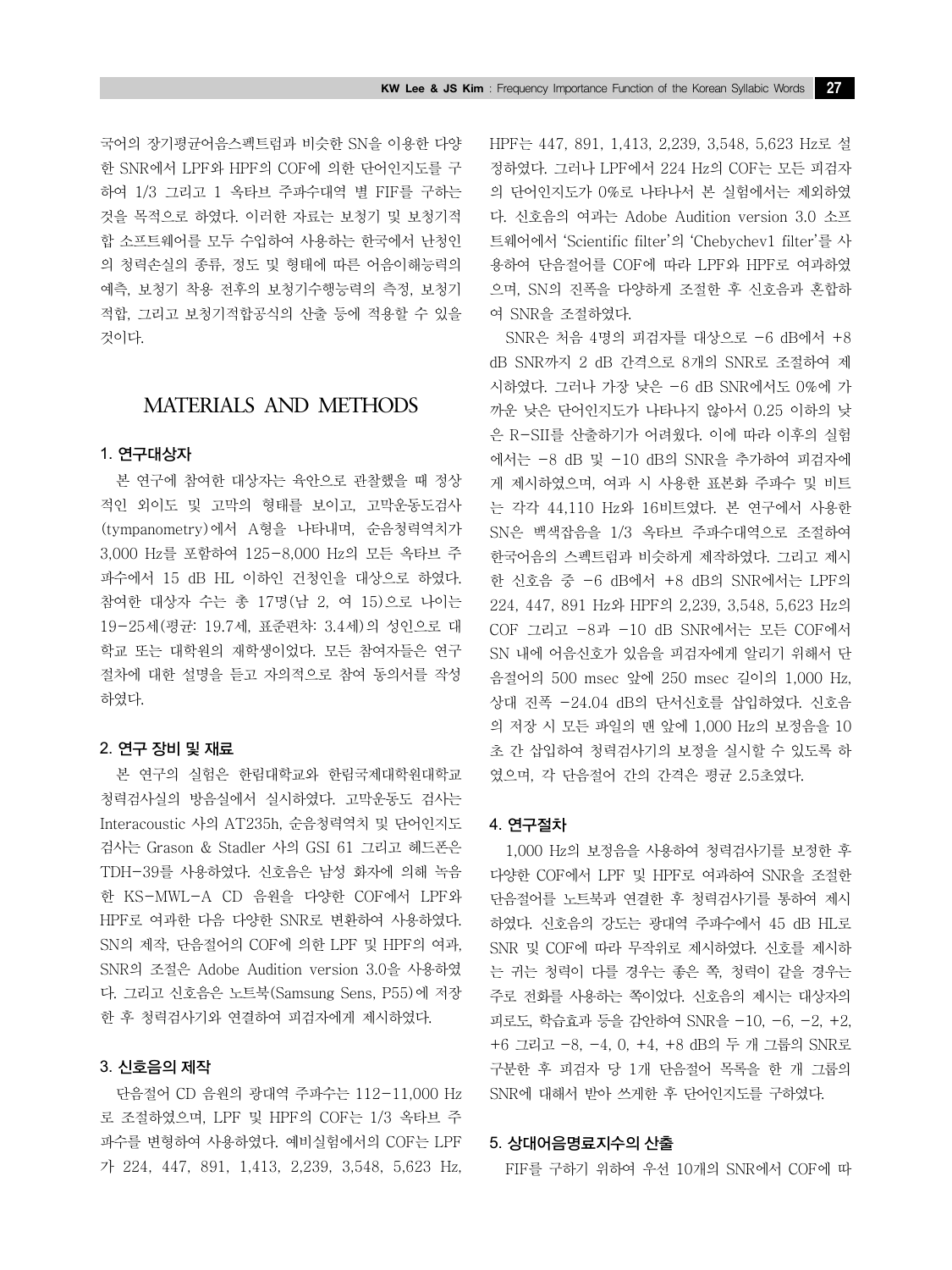국어의 장기평균어음스펙트럼과 비슷한 SN을 이용한 다양한 SNR에서 LPF와 HPF의 COF에 의한 단어인지도를 구하여 1/3 그리고 1 옥타브 주파수대역 별 FIF를 구하는 것을 목적으로 하였다. 이러한 자료는 보청기 및 보청기적합 소프트웨어를 모두 수입하여 사용하는 한국에서 난청인의 청력손실의 종류, 정도 및 형태에 따른 어음이해능력의 예측, 보청기 착용 전후의 보청기수행능력의 측정, 보청기적합, 그리고 보청기적합공식의 산출 등에 적용할 수 있을 것이다.

## MATERIALS AND METHODS

### 1. 연구대상자

본 연구에 참여한 대상자는 육안으로 관찰했을 때 정상적인 외이도 및 고막의 형태를 보이고, 고막운동도검사(tympanometry)에서 A형을 나타내며, 순음청력역치가 3,000 Hz를 포함하여 125-8,000 Hz의 모든 옥타브 주파수에서 15 dB HL 이하인 건청인을 대상으로 하였다. 참여한 대상자 수는 총 17명(남 2, 여 15)으로 나이는 19-25세(평균: 19.7세, 표준편차: 3.4세)의 성인으로 대학교 또는 대학원의 재학생이었다. 모든 참여자들은 연구 절차에 대한 설명을 듣고 자의적으로 참여 동의서를 작성하였다.

### 2. 연구 장비 및 재료

본 연구의 실험은 한림대학교와 한림국제대학원대학교 청력검사실의 방음실에서 실시하였다. 고막운동도 검사는 Interacoustic 사의 AT235h, 순음청력역치 및 단어인지도 검사는 Grason & Stadler 사의 GSI 61 그리고 헤드폰은 TDH-39를 사용하였다. 신호음은 남성 화자에 의해 녹음한 KS-MWL-A CD 음원을 다양한 COF에서 LPF와 HPF로 여과한 다음 다양한 SNR로 변환하여 사용하였다. SN의 제작, 단음절어의 COF에 의한 LPF 및 HPF의 여과, SNR의 조절은 Adobe Audition version 3.0을 사용하였다. 그리고 신호음은 노트북(Samsung Sens, P55)에 저장한 후 청력검사기와 연결하여 피검자에게 제시하였다.

### 3. 신호음의 제작

단음절어 CD 음원의 광대역 주파수는 112-11,000 Hz로 조절하였으며, LPF 및 HPF의 COF는 1/3 옥타브 주파수를 변형하여 사용하였다. 예비실험에서의 COF는 LPF가 224, 447, 891, 1,413, 2,239, 3,548, 5,623 Hz, HPF는 447, 891, 1,413, 2,239, 3,548, 5,623 Hz로 설정하였다. 그러나 LPF에서 224 Hz의 COF는 모든 피검자의 단어인지도가 0%로 나타나서 본 실험에서는 제외하였다. 신호음의 여과는 Adobe Audition version 3.0 소프트웨어에서 'Scientific filter'의 'Chebychev1 filter'를 사용하여 단음절어를 COF에 따라 LPF와 HPF로 여과하였으며, SN의 진폭을 다양하게 조절한 후 신호음과 혼합하여 SNR을 조절하였다.

SNR은 처음 4명의 피검자를 대상으로 -6 dB에서 +8 dB SNR까지 2 dB 간격으로 8개의 SNR로 조절하여 제시하였다. 그러나 가장 낮은 -6 dB SNR에서도 0%에 가까운 낮은 단어인지도가 나타나지 않아서 0.25 이하의 낮은 R-SII를 산출하기가 어려웠다. 이에 따라 이후의 실험에서는 -8 dB 및 -10 dB의 SNR을 추가하여 피검자에게 제시하였으며, 여과 시 사용한 표본화 주파수 및 비트는 각각 44,110 Hz와 16비트였다. 본 연구에서 사용한 SN은 백색잡음을 1/3 옥타브 주파수대역으로 조절하여 한국어음의 스펙트럼과 비슷하게 제작하였다. 그리고 제시한 신호음 중 -6 dB에서 +8 dB의 SNR에서는 LPF의 224, 447, 891 Hz와 HPF의 2,239, 3,548, 5,623 Hz의 COF 그리고 -8과 -10 dB SNR에서는 모든 COF에서 SN 내에 어음신호가 있음을 피검자에게 알리기 위해서 단음절어의 500 msec 앞에 250 msec 길이의 1,000 Hz, 상대 진폭 -24.04 dB의 단서신호를 삽입하였다. 신호음의 저장 시 모든 파일의 맨 앞에 1,000 Hz의 보정음을 10초 간 삽입하여 청력검사기의 보정을 실시할 수 있도록 하였으며, 각 단음절어 간의 간격은 평균 2.5초였다.

### 4. 연구절차

1,000 Hz의 보정음을 사용하여 청력검사기를 보정한 후 다양한 COF에서 LPF 및 HPF로 여과하여 SNR을 조절한 단음절어를 노트북과 연결한 후 청력검사기를 통하여 제시하였다. 신호음의 강도는 광대역 주파수에서 45 dB HL로 SNR 및 COF에 따라 무작위로 제시하였다. 신호를 제시하는 귀는 청력이 다를 경우는 좋은 쪽, 청력이 같을 경우는 주로 전화를 사용하는 쪽이었다. 신호음의 제시는 대상자의 피로도, 학습효과 등을 감안하여 SNR을 -10, -6, -2, +2, +6 그리고 -8, -4, 0, +4, +8 dB의 두 개 그룹의 SNR로 구분한 후 피검자 당 1개 단음절어 목록을 한 개 그룹의 SNR에 대해서 받아 쓰게한 후 단어인지도를 구하였다.

### 5. 상대어음명료지수의 산출

FIF를 구하기 위하여 우선 10개의 SNR에서 COF에 따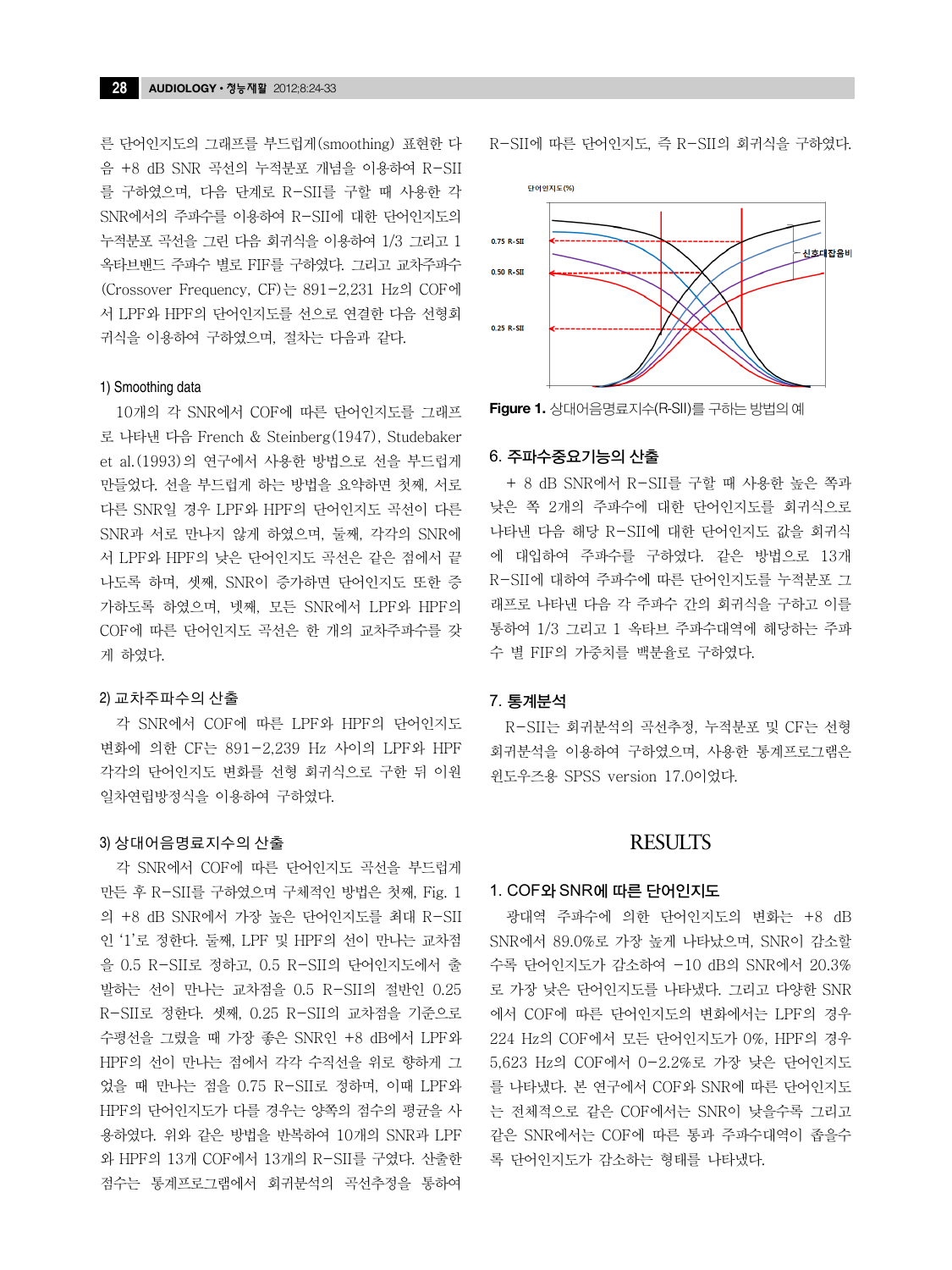른 단어인지도의 그래프를 부드럽게(smoothing) 표현한 다음 +8 dB SNR 곡선의 누적분포 개념을 이용하여 R-SII를 구하였으며, 다음 단계로 R-SII를 구할 때 사용한 각 SNR에서의 주파수를 이용하여 R-SII에 대한 단어인지도의 누적분포 곡선을 그린 다음 회귀식을 이용하여 1/3 그리고 1 옥타브밴드 주파수 별로 FIF를 구하였다. 그리고 교차주파수(Crossover Frequency, CF)는 891-2,231 Hz의 COF에서 LPF와 HPF의 단어인지도를 선으로 연결한 다음 선형회귀식을 이용하여 구하였으며, 절차는 다음과 같다.

#### 1) Smoothing data

10개의 각 SNR에서 COF에 따른 단어인지도를 그래프로 나타낸 다음 French & Steinberg(1947), Studebaker et al.(1993)의 연구에서 사용한 방법으로 선을 부드럽게 만들었다. 선을 부드럽게 하는 방법을 요약하면 첫째, 서로 다른 SNR일 경우 LPF와 HPF의 단어인지도 곡선이 다른 SNR과 서로 만나지 않게 하였으며, 둘째, 각각의 SNR에서 LPF와 HPF의 낮은 단어인지도 곡선은 같은 점에서 끝나도록 하며, 셋째, SNR이 증가하면 단어인지도 또한 증가하도록 하였으며, 넷째, 모든 SNR에서 LPF와 HPF의 COF에 따른 단어인지도 곡선은 한 개의 교차주파수를 갖게 하였다.

#### 2) 교차주파수의 산출

각 SNR에서 COF에 따른 LPF와 HPF의 단어인지도 변화에 의한 CF는 891-2,239 Hz 사이의 LPF와 HPF 각각의 단어인지도 변화를 선형 회귀식으로 구한 뒤 이원일차연립방정식을 이용하여 구하였다.

#### 3) 상대어음명료지수의 산출

각 SNR에서 COF에 따른 단어인지도 곡선을 부드럽게 만든 후 R-SII를 구하였으며 구체적인 방법은 첫째, Fig. 1의 +8 dB SNR에서 가장 높은 단어인지도를 최대 R-SII인 '1'로 정한다. 둘째, LPF 및 HPF의 선이 만나는 교차점을 0.5 R-SII로 정하고, 0.5 R-SII의 단어인지도에서 출발하는 선이 만나는 교차점을 0.5 R-SII의 절반인 0.25 R-SII로 정한다. 셋째, 0.25 R-SII의 교차점을 기준으로 수평선을 그렸을 때 가장 좋은 SNR인 +8 dB에서 LPF와 HPF의 선이 만나는 점에서 각각 수직선을 위로 향하게 그었을 때 만나는 점을 0.75 R-SII로 정하며, 이때 LPF와 HPF의 단어인지도가 다를 경우는 양쪽의 점수의 평균을 사용하였다. 위와 같은 방법을 반복하여 10개의 SNR과 LPF와 HPF의 13개 COF에서 13개의 R-SII를 구였다. 산출한 점수는 통계프로그램에서 회귀분석의 곡선추정을 통하여 R-SII에 따른 단어인지도, 즉 R-SII의 회귀식을 구하였다.

**Figure 1.** 상대어음명료지수(R-SII)를 구하는 방법의 예

### 6. 주파수중요기능의 산출

+ 8 dB SNR에서 R-SII를 구할 때 사용한 높은 쪽과 낮은 쪽 2개의 주파수에 대한 단어인지도를 회귀식으로 나타낸 다음 해당 R-SII에 대한 단어인지도 값을 회귀식에 대입하여 주파수를 구하였다. 같은 방법으로 13개 R-SII에 대하여 주파수에 따른 단어인지도를 누적분포 그래프로 나타낸 다음 각 주파수 간의 회귀식을 구하고 이를 통하여 1/3 그리고 1 옥타브 주파수대역에 해당하는 주파수 별 FIF의 가중치를 백분율로 구하였다.

### 7. 통계분석

R-SII는 회귀분석의 곡선추정, 누적분포 및 CF는 선형 회귀분석을 이용하여 구하였으며, 사용한 통계프로그램은 윈도우즈용 SPSS version 17.0이었다.

## RESULTS

### 1. COF와 SNR에 따른 단어인지도

광대역 주파수에 의한 단어인지도의 변화는 +8 dB SNR에서 89.0%로 가장 높게 나타났으며, SNR이 감소할수록 단어인지도가 감소하여 −10 dB의 SNR에서 20.3%로 가장 낮은 단어인지도를 나타냈다. 그리고 다양한 SNR에서 COF에 따른 단어인지도의 변화에서는 LPF의 경우 224 Hz의 COF에서 모든 단어인지도가 0%, HPF의 경우 5,623 Hz의 COF에서 0-2.2%로 가장 낮은 단어인지도를 나타냈다. 본 연구에서 COF와 SNR에 따른 단어인지도는 전체적으로 같은 COF에서는 SNR이 낮을수록 그리고 같은 SNR에서는 COF에 따른 통과 주파수대역이 좁을수록 단어인지도가 감소하는 형태를 나타냈다.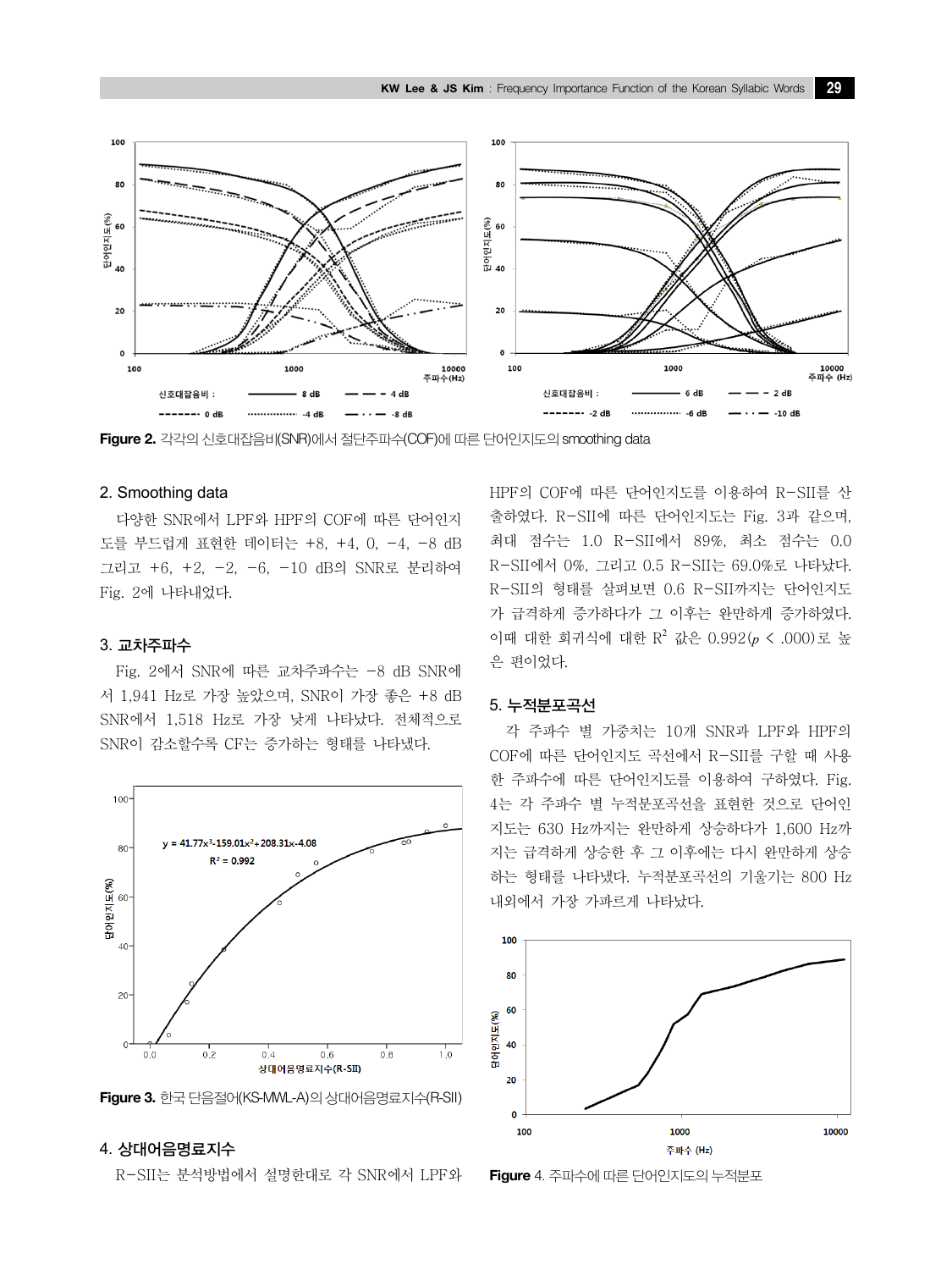**Figure 2.** 각각의 신호대잡음비(SNR)에서 절단주파수(COF)에 따른 단어인지도의 smoothing data

## 2. Smoothing data

다양한 SNR에서 LPF와 HPF의 COF에 따른 단어인지도를 부드럽게 표현한 데이터는 +8, +4, 0, −4, −8 dB 그리고 +6, +2, −2, −6, −10 dB의 SNR로 분리하여 Fig. 2에 나타내었다.

## 3. 교차주파수

Fig. 2에서 SNR에 따른 교차주파수는 −8 dB SNR에서 1,941 Hz로 가장 높았으며, SNR이 가장 좋은 +8 dB SNR에서 1,518 Hz로 가장 낮게 나타났다. 전체적으로 SNR이 감소할수록 CF는 증가하는 형태를 나타냈다.

**Figure 3.** 한국 단음절어(KS-MWL-A)의 상대어음명료지수(R-SII)

## 4. 상대어음명료지수

R-SII는 분석방법에서 설명한대로 각 SNR에서 LPF와 HPF의 COF에 따른 단어인지도를 이용하여 R-SII를 산출하였다. R-SII에 따른 단어인지도는 Fig. 3과 같으며, 최대 점수는 1.0 R-SII에서 89%, 최소 점수는 0.0 R-SII에서 0%, 그리고 0.5 R-SII는 69.0%로 나타났다. R-SII의 형태를 살펴보면 0.6 R-SII까지는 단어인지도가 급격하게 증가하다가 그 이후는 완만하게 증가하였다. 이때 대한 회귀식에 대한 $R^2$ 값은 0.992($p$ < .000)로 높은 편이었다.

## 5. 누적분포곡선

각 주파수 별 가중치는 10개 SNR과 LPF와 HPF의 COF에 따른 단어인지도 곡선에서 R-SII를 구할 때 사용한 주파수에 따른 단어인지도를 이용하여 구하였다. Fig. 4는 각 주파수 별 누적분포곡선을 표현한 것으로 단어인지도는 630 Hz까지는 완만하게 상승하다가 1,600 Hz까지는 급격하게 상승한 후 그 이후에는 다시 완만하게 상승하는 형태를 나타냈다. 누적분포곡선의 기울기는 800 Hz 내외에서 가장 가파르게 나타났다.

**Figure** 4. 주파수에 따른 단어인지도의 누적분포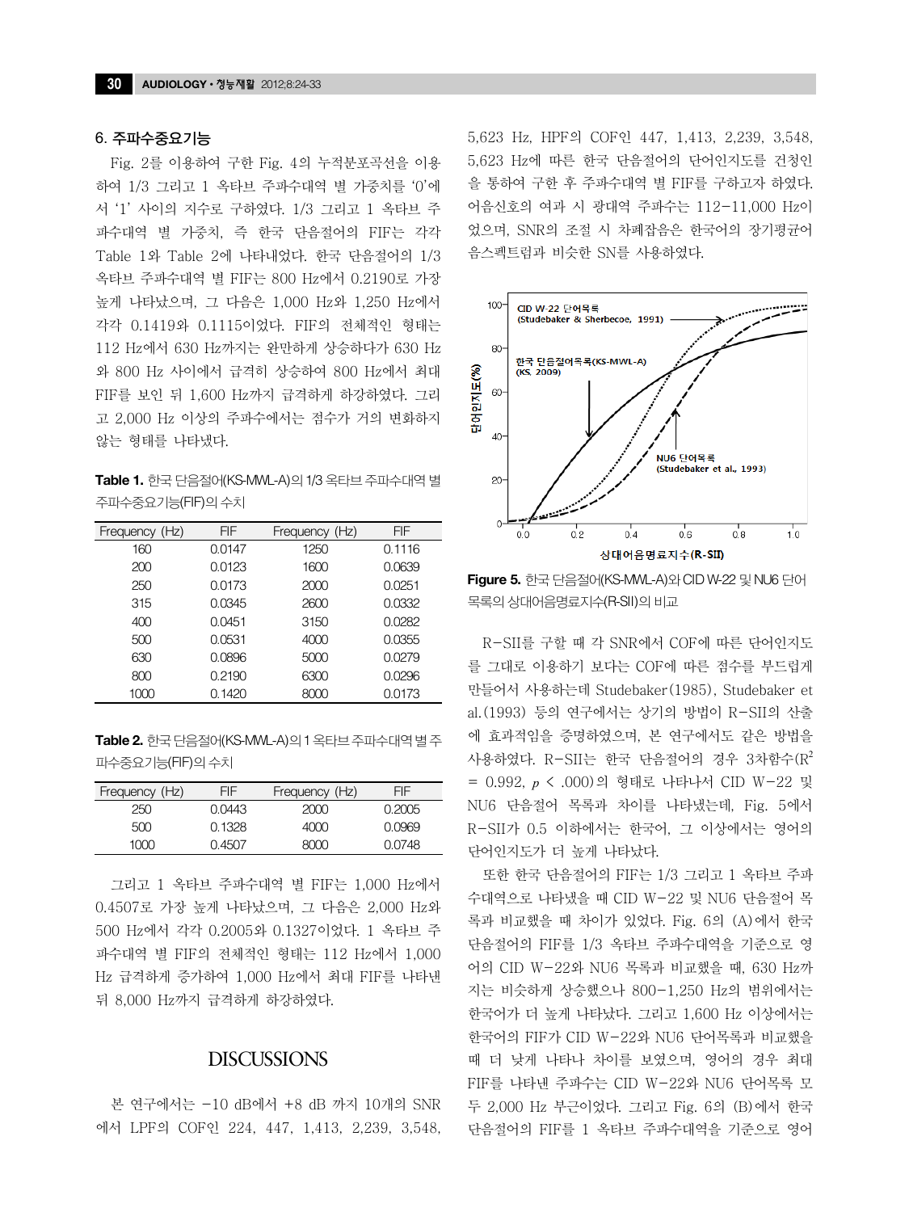### 6. 주파수중요기능

Fig. 2를 이용하여 구한 Fig. 4의 누적분포곡선을 이용하여 1/3 그리고 1 옥타브 주파수대역 별 가중치를 '0'에서 '1' 사이의 지수로 구하였다. 1/3 그리고 1 옥타브 주파수대역 별 가중치, 즉 한국 단음절어의 FIF는 각각 Table 1와 Table 2에 나타내었다. 한국 단음절어의 1/3 옥타브 주파수대역 별 FIF는 800 Hz에서 0.2190로 가장 높게 나타났으며, 그 다음은 1,000 Hz와 1,250 Hz에서 각각 0.1419와 0.1115이었다. FIF의 전체적인 형태는 112 Hz에서 630 Hz까지는 완만하게 상승하다가 630 Hz와 800 Hz 사이에서 급격히 상승하여 800 Hz에서 최대 FIF를 보인 뒤 1,600 Hz까지 급격하게 하강하였다. 그리고 2,000 Hz 이상의 주파수에서는 점수가 거의 변화하지 않는 형태를 나타냈다.

**Table 1.** 한국 단음절어(KS-MWL-A)의 1/3 옥타브 주파수대역 별 주파수중요기능(FIF)의 수치

| Frequency (Hz) | FIF | Frequency (Hz) | FIF |
|---|---|---|---|
| 160 | 0.0147 | 1250 | 0.1116 |
| 200 | 0.0123 | 1600 | 0.0639 |
| 250 | 0.0173 | 2000 | 0.0251 |
| 315 | 0.0345 | 2600 | 0.0332 |
| 400 | 0.0451 | 3150 | 0.0282 |
| 500 | 0.0531 | 4000 | 0.0355 |
| 630 | 0.0896 | 5000 | 0.0279 |
| 800 | 0.2190 | 6300 | 0.0296 |
| 1000 | 0.1420 | 8000 | 0.0173 |

**Table 2.** 한국 단음절어(KS-MWL-A)의 1 옥타브 주파수대역 별 주파수중요기능(FIF)의 수치

| Frequency (Hz) | FIF | Frequency (Hz) | FIF |
|---|---|---|---|
| 250 | 0.0443 | 2000 | 0.2005 |
| 500 | 0.1328 | 4000 | 0.0969 |
| 1000 | 0.4507 | 8000 | 0.0748 |

그리고 1 옥타브 주파수대역 별 FIF는 1,000 Hz에서 0.4507로 가장 높게 나타났으며, 그 다음은 2,000 Hz와 500 Hz에서 각각 0.2005와 0.1327이었다. 1 옥타브 주파수대역 별 FIF의 전체적인 형태는 112 Hz에서 1,000 Hz 급격하게 증가하여 1,000 Hz에서 최대 FIF를 나타낸 뒤 8,000 Hz까지 급격하게 하강하였다.

## DISCUSSIONS

본 연구에서는 −10 dB에서 +8 dB 까지 10개의 SNR에서 LPF의 COF인 224, 447, 1,413, 2,239, 3,548, 5,623 Hz, HPF의 COF인 447, 1,413, 2,239, 3,548, 5,623 Hz에 따른 한국 단음절어의 단어인지도를 건청인을 통하여 구한 후 주파수대역 별 FIF를 구하고자 하였다. 어음신호의 여과 시 광대역 주파수는 112–11,000 Hz이었으며, SNR의 조절 시 차폐잡음은 한국어의 장기평균어음스펙트럼과 비슷한 SN를 사용하였다.

**Figure 5.** 한국 단음절어(KS-MWL-A)와 CID W-22 및 NU6 단어목록의 상대어음명료지수(R-SII)의 비교

R-SII를 구할 때 각 SNR에서 COF에 따른 단어인지도를 그대로 이용하기 보다는 COF에 따른 점수를 부드럽게 만들어서 사용하는데 Studebaker(1985), Studebaker et al.(1993) 등의 연구에서는 상기의 방법이 R-SII의 산출에 효과적임을 증명하였으며, 본 연구에서도 같은 방법을 사용하였다. R-SII는 한국 단음절어의 경우 3차함수($R^2$ = 0.992, $p$ < .000)의 형태로 나타나서 CID W-22 및 NU6 단음절어 목록과 차이를 나타냈는데, Fig. 5에서 R-SII가 0.5 이하에서는 한국어, 그 이상에서는 영어의 단어인지도가 더 높게 나타났다.

또한 한국 단음절어의 FIF는 1/3 그리고 1 옥타브 주파수대역으로 나타냈을 때 CID W-22 및 NU6 단음절어 목록과 비교했을 때 차이가 있었다. Fig. 6의 (A)에서 한국 단음절어의 FIF를 1/3 옥타브 주파수대역을 기준으로 영어의 CID W-22와 NU6 목록과 비교했을 때, 630 Hz까지는 비슷하게 상승했으나 800–1,250 Hz의 범위에서는 한국어가 더 높게 나타났다. 그리고 1,600 Hz 이상에서는 한국어의 FIF가 CID W-22와 NU6 단어목록과 비교했을 때 더 낮게 나타나 차이를 보였으며, 영어의 경우 최대 FIF를 나타낸 주파수는 CID W-22와 NU6 단어목록 모두 2,000 Hz 부근이었다. 그리고 Fig. 6의 (B)에서 한국 단음절어의 FIF를 1 옥타브 주파수대역을 기준으로 영어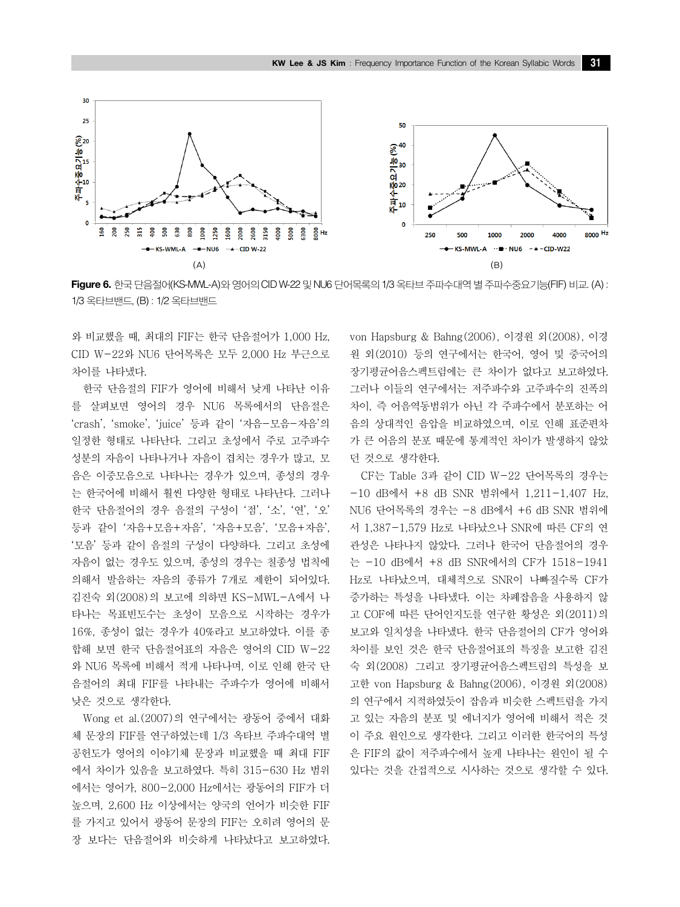Figure 6. 한국 단음절어(KS-MWL-A)와 영어의 CID W-22 및 NU6 단어목록의 1/3 옥타브 주파수대역 별 주파수중요기능(FIF) 비교. (A) : 1/3 옥타브밴드, (B) : 1/2 옥타브밴드

와 비교했을 때, 최대의 FIF는 한국 단음절어가 1,000 Hz, CID W-22와 NU6 단어목록은 모두 2,000 Hz 부근으로 차이를 나타냈다.

한국 단음절의 FIF가 영어에 비해서 낮게 나타난 이유를 살펴보면 영어의 경우 NU6 목록에서의 단음절은 'crash', 'smoke', 'juice' 등과 같이 '자음-모음-자음'의 일정한 형태로 나타난다. 그리고 초성에서 주로 고주파수 성분의 자음이 나타나거나 자음이 겹치는 경우가 많고, 모음은 이중모음으로 나타나는 경우가 있으며, 종성의 경우는 한국어에 비해서 훨씬 다양한 형태로 나타난다. 그러나 한국 단음절어의 경우 음절의 구성이 '점', '소', '연', '오' 등과 같이 '자음+모음+자음', '자음+모음', '모음+자음', '모음' 등과 같이 음절의 구성이 다양하다. 그리고 초성에 자음이 없는 경우도 있으며, 종성의 경우는 칠종성 법칙에 의해서 발음하는 자음의 종류가 7개로 제한이 되어있다. 김진숙 외(2008)의 보고에 의하면 KS-MWL-A에서 나타나는 목표빈도수는 초성이 모음으로 시작하는 경우가 16%, 종성이 없는 경우가 40%라고 보고하였다. 이를 종합해 보면 한국 단음절어표의 자음은 영어의 CID W-22와 NU6 목록에 비해서 적게 나타나며, 이로 인해 한국 단음절어의 최대 FIF를 나타내는 주파수가 영어에 비해서 낮은 것으로 생각한다.

Wong et al.(2007)의 연구에서는 광동어 중에서 대화체 문장의 FIF를 연구하였는데 1/3 옥타브 주파수대역 별 공헌도가 영어의 이야기체 문장과 비교했을 때 최대 FIF에서 차이가 있음을 보고하였다. 특히 315-630 Hz 범위에서는 영어가, 800-2,000 Hz에서는 광동어의 FIF가 더 높으며, 2,600 Hz 이상에서는 양국의 언어가 비슷한 FIF를 가지고 있어서 광동어 문장의 FIF는 오히려 영어의 문장 보다는 단음절어와 비슷하게 나타났다고 보고하였다. von Hapsburg & Bahng(2006), 이경원 외(2008), 이경원 외(2010) 등의 연구에서는 한국어, 영어 및 중국어의 장기평균어음스펙트럼에는 큰 차이가 없다고 보고하였다. 그러나 이들의 연구에서는 저주파수와 고주파수의 진폭의 차이, 즉 어음역동범위가 아닌 각 주파수에서 분포하는 어음의 상대적인 음압을 비교하였으며, 이로 인해 표준편차가 큰 어음의 분포 때문에 통계적인 차이가 발생하지 않았던 것으로 생각한다.

CF는 Table 3과 같이 CID W-22 단어목록의 경우는 -10 dB에서 +8 dB SNR 범위에서 1,211-1,407 Hz, NU6 단어목록의 경우는 -8 dB에서 +6 dB SNR 범위에서 1,387-1,579 Hz로 나타났으나 SNR에 따른 CF의 연관성은 나타나지 않았다. 그러나 한국어 단음절어의 경우는 -10 dB에서 +8 dB SNR에서의 CF가 1518-1941 Hz로 나타났으며, 대체적으로 SNR이 나빠질수록 CF가 증가하는 특성을 나타냈다. 이는 차폐잡음을 사용하지 않고 COF에 따른 단어인지도를 연구한 황성은 외(2011)의 보고와 일치성을 나타냈다. 한국 단음절어의 CF가 영어와 차이를 보인 것은 한국 단음절어표의 특징을 보고한 김진숙 외(2008) 그리고 장기평균어음스펙트럼의 특성을 보고한 von Hapsburg & Bahng(2006), 이경원 외(2008)의 연구에서 지적하였듯이 잡음과 비슷한 스펙트럼을 가지고 있는 자음의 분포 및 에너지가 영어에 비해서 적은 것이 주요 원인으로 생각한다. 그리고 이러한 한국어의 특성은 FIF의 값이 저주파수에서 높게 나타나는 원인이 될 수 있다는 것을 간접적으로 시사하는 것으로 생각할 수 있다.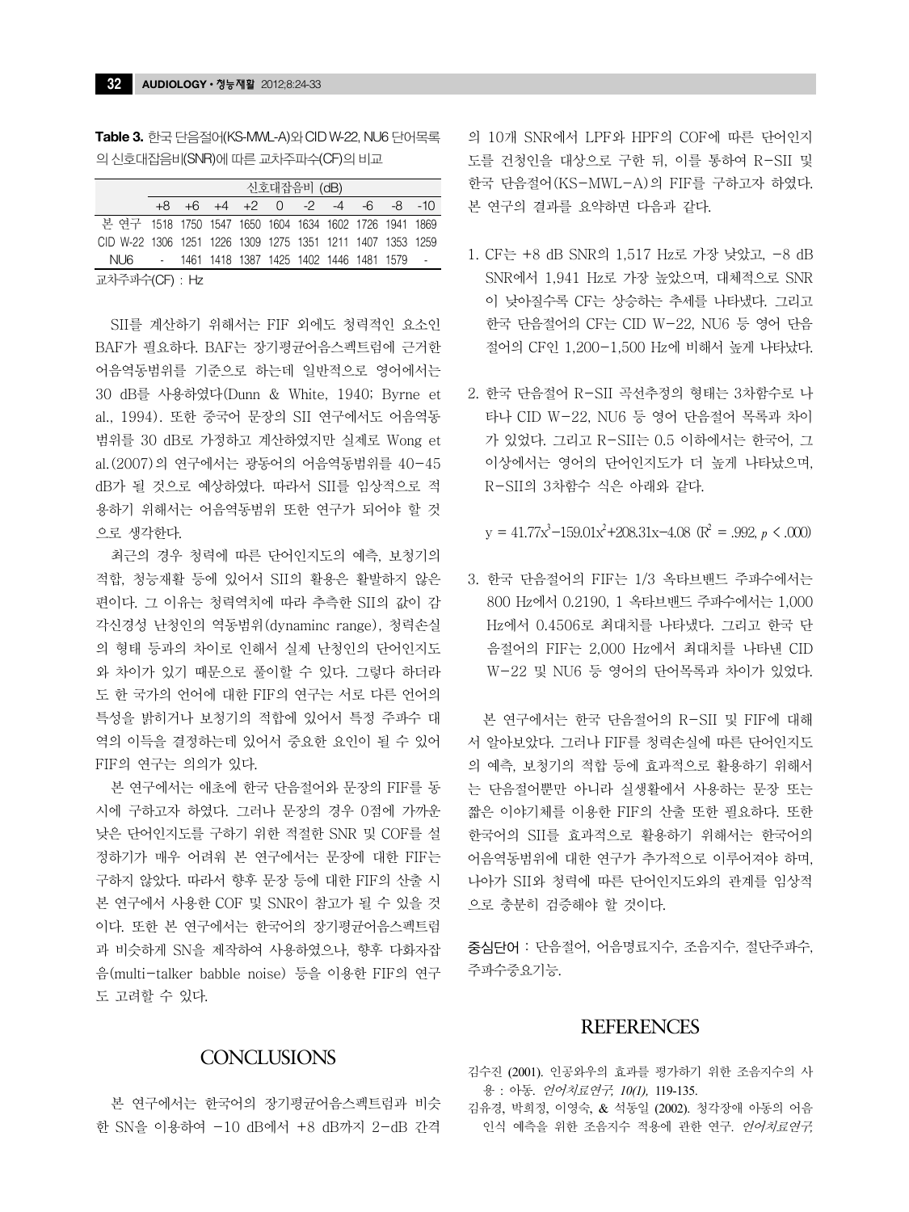**Table 3.** 한국 단음절어(KS-MWL-A)와 CID W-22, NU6 단어목록의 신호대잡음비(SNR)에 따른 교차주파수(CF)의 비교

| | 신호대잡음비 (dB) | | | | | | | | | |
|---|---|---|---|---|---|---|---|---|---|---|
| | +8 | +6 | +4 | +2 | 0 | -2 | -4 | -6 | -8 | -10 |
| 본 연구 | 1518 | 1750 | 1547 | 1650 | 1604 | 1634 | 1602 | 1726 | 1941 | 1869 |
| CID W-22 | 1306 | 1251 | 1226 | 1309 | 1275 | 1351 | 1211 | 1407 | 1353 | 1259 |
| NU6 | - | 1461 | 1418 | 1387 | 1425 | 1402 | 1446 | 1481 | 1579 | - |

교차주파수(CF) : Hz

SII를 계산하기 위해서는 FIF 외에도 청력적인 요소인 BAF가 필요하다. BAF는 장기평균어음스펙트럼에 근거한 어음역동범위를 기준으로 하는데 일반적으로 영어에서는 30 dB를 사용하였다(Dunn & White, 1940; Byrne et al., 1994). 또한 중국어 문장의 SII 연구에서도 어음역동범위를 30 dB로 가정하고 계산하였지만 실제로 Wong et al.(2007)의 연구에서는 광동어의 어음역동범위를 40-45 dB가 될 것으로 예상하였다. 따라서 SII를 임상적으로 적용하기 위해서는 어음역동범위 또한 연구가 되어야 할 것으로 생각한다.

최근의 경우 청력에 따른 단어인지도의 예측, 보청기의 적합, 청능재활 등에 있어서 SII의 활용은 활발하지 않은 편이다. 그 이유는 청력역치에 따라 추측한 SII의 값이 감각신경성 난청인의 역동범위(dynaminc range), 청력손실의 형태 등과의 차이로 인해서 실제 난청인의 단어인지도와 차이가 있기 때문으로 풀이할 수 있다. 그렇다 하더라도 한 국가의 언어에 대한 FIF의 연구는 서로 다른 언어의 특성을 밝히거나 보청기의 적합에 있어서 특정 주파수 대역의 이득을 결정하는데 있어서 중요한 요인이 될 수 있어 FIF의 연구는 의의가 있다.

본 연구에서는 애초에 한국 단음절어와 문장의 FIF를 동시에 구하고자 하였다. 그러나 문장의 경우 0점에 가까운 낮은 단어인지도를 구하기 위한 적절한 SNR 및 COF를 설정하기가 매우 어려워 본 연구에서는 문장에 대한 FIF는 구하지 않았다. 따라서 향후 문장 등에 대한 FIF의 산출 시 본 연구에서 사용한 COF 및 SNR이 참고가 될 수 있을 것이다. 또한 본 연구에서는 한국어의 장기평균어음스펙트럼과 비슷하게 SN을 제작하여 사용하였으나, 향후 다화자잡음(multi-talker babble noise) 등을 이용한 FIF의 연구도 고려할 수 있다.

## CONCLUSIONS

본 연구에서는 한국어의 장기평균어음스펙트럼과 비슷한 SN을 이용하여 -10 dB에서 +8 dB까지 2-dB 간격의 10개 SNR에서 LPF와 HPF의 COF에 따른 단어인지도를 건청인을 대상으로 구한 뒤, 이를 통하여 R-SII 및 한국 단음절어(KS-MWL-A)의 FIF를 구하고자 하였다. 본 연구의 결과를 요약하면 다음과 같다.

1. CF는 +8 dB SNR의 1,517 Hz로 가장 낮았고, -8 dB SNR에서 1,941 Hz로 가장 높았으며, 대체적으로 SNR이 낮아질수록 CF는 상승하는 추세를 나타냈다. 그리고 한국 단음절어의 CF는 CID W-22, NU6 등 영어 단음절어의 CF인 1,200-1,500 Hz에 비해서 높게 나타났다.

2. 한국 단음절어 R-SII 곡선추정의 형태는 3차함수로 나타나 CID W-22, NU6 등 영어 단음절어 목록과 차이가 있었다. 그리고 R-SII는 0.5 이하에서는 한국어, 그 이상에서는 영어의 단어인지도가 더 높게 나타났으며, R-SII의 3차함수 식은 아래와 같다.

$$y = 41.77x^3 - 159.01x^2 + 208.31x - 4.08 \ (R^2 = .992, p < .000)$$

3. 한국 단음절어의 FIF는 1/3 옥타브밴드 주파수에서는 800 Hz에서 0.2190, 1 옥타브밴드 주파수에서는 1,000 Hz에서 0.4506로 최대치를 나타냈다. 그리고 한국 단음절어의 FIF는 2,000 Hz에서 최대치를 나타낸 CID W-22 및 NU6 등 영어의 단어목록과 차이가 있었다.

본 연구에서는 한국 단음절어의 R-SII 및 FIF에 대해서 알아보았다. 그러나 FIF를 청력손실에 따른 단어인지도의 예측, 보청기의 적합 등에 효과적으로 활용하기 위해서는 단음절어뿐만 아니라 실생활에서 사용하는 문장 또는 짧은 이야기체를 이용한 FIF의 산출 또한 필요하다. 또한 한국어의 SII를 효과적으로 활용하기 위해서는 한국어의 어음역동범위에 대한 연구가 추가적으로 이루어져야 하며, 나아가 SII와 청력에 따른 단어인지도와의 관계를 임상적으로 충분히 검증해야 할 것이다.

**중심단어** : 단음절어, 어음명료지수, 조음지수, 절단주파수, 주파수중요기능.

## REFERENCES

김수진 (2001). 인공와우의 효과를 평가하기 위한 조음지수의 사용 : 아동. *언어치료연구, 10(1),* 119-135.

김유경, 박희정, 이영숙, & 석동일 (2002). 청각장애 아동의 어음인식 예측을 위한 조음지수 적용에 관한 연구. *언어치료연구,*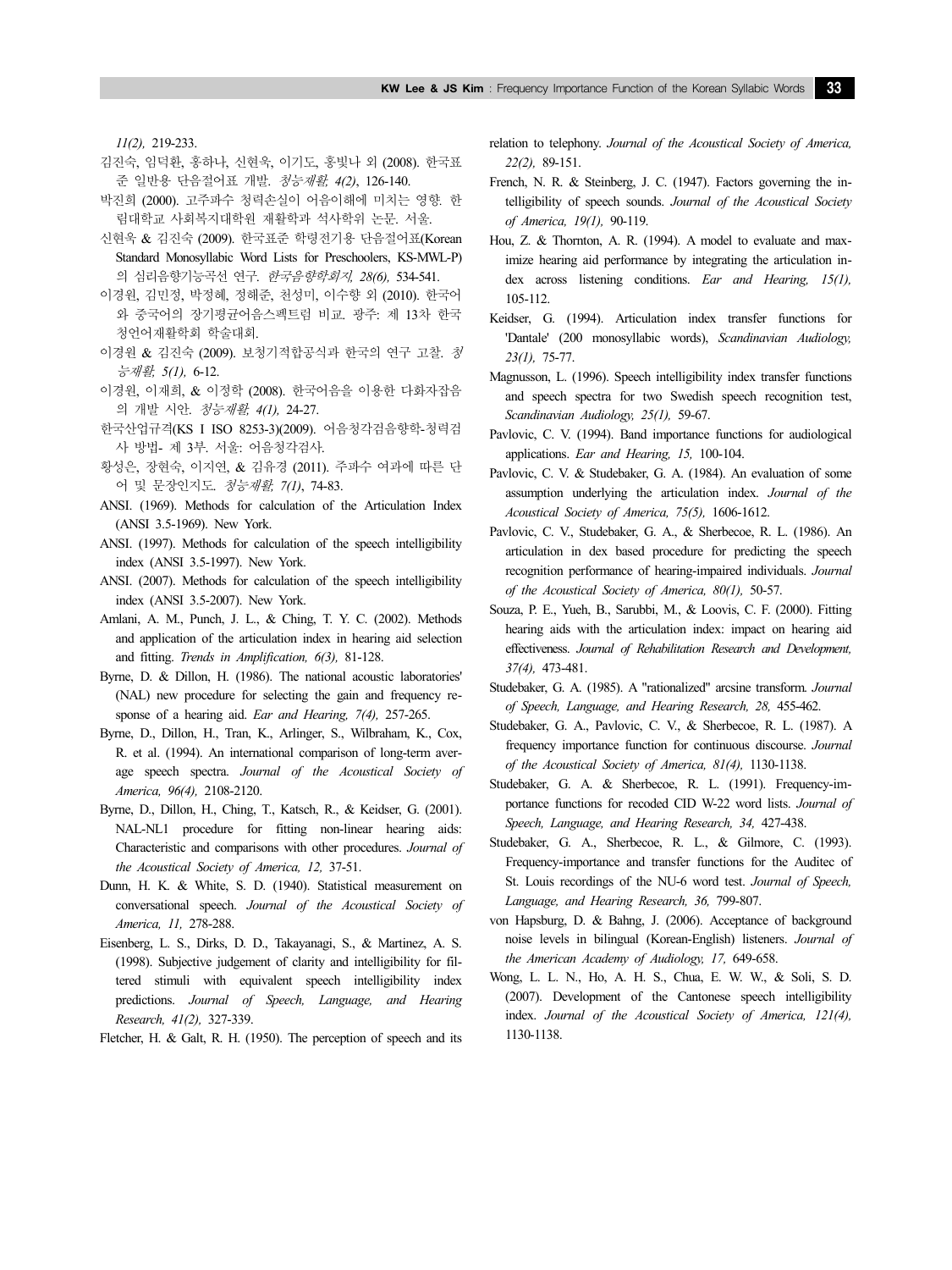*11(2),* 219-233.

김진숙, 임덕환, 홍하나, 신현욱, 이기도, 홍빛나 외 (2008). 한국표준 일반용 단음절어표 개발. *청능재활, 4(2)*, 126-140.

박진희 (2000). 고주파수 청력손실이 어음이해에 미치는 영향. 한림대학교 사회복지대학원 재활학과 석사학위 논문. 서울.

신현욱 & 김진숙 (2009). 한국표준 학령전기용 단음절어표(Korean Standard Monosyllabic Word Lists for Preschoolers, KS-MWL-P)의 심리음향기능곡선 연구. *한국음향학회지, 28(6),* 534-541.

이경원, 김민정, 박정혜, 정해준, 천성미, 이수향 외 (2010). 한국어와 중국어의 장기평균어음스펙트럼 비교. 광주: 제 13차 한국청언어재활학회 학술대회.

이경원 & 김진숙 (2009). 보청기적합공식과 한국의 연구 고찰. *청능재활, 5(1),* 6-12.

이경원, 이재희, & 이정학 (2008). 한국어음을 이용한 다화자잡음의 개발 시안. *청능재활, 4(1),* 24-27.

한국산업규격(KS I ISO 8253-3)(2009). 어음청각검음향학-청력검사 방법- 제 3부. 서울: 어음청각검사.

황성은, 장현숙, 이지연, & 김유경 (2011). 주파수 여과에 따른 단어 및 문장인지도. *청능재활, 7(1)*, 74-83.

ANSI. (1969). Methods for calculation of the Articulation Index (ANSI 3.5-1969). New York.

ANSI. (1997). Methods for calculation of the speech intelligibility index (ANSI 3.5-1997). New York.

ANSI. (2007). Methods for calculation of the speech intelligibility index (ANSI 3.5-2007). New York.

Amlani, A. M., Punch, J. L., & Ching, T. Y. C. (2002). Methods and application of the articulation index in hearing aid selection and fitting. *Trends in Amplification, 6(3),* 81-128.

Byrne, D. & Dillon, H. (1986). The national acoustic laboratories' (NAL) new procedure for selecting the gain and frequency response of a hearing aid. *Ear and Hearing, 7(4),* 257-265.

Byrne, D., Dillon, H., Tran, K., Arlinger, S., Wilbraham, K., Cox, R. et al. (1994). An international comparison of long-term average speech spectra. *Journal of the Acoustical Society of America, 96(4),* 2108-2120.

Byrne, D., Dillon, H., Ching, T., Katsch, R., & Keidser, G. (2001). NAL-NL1 procedure for fitting non-linear hearing aids: Characteristic and comparisons with other procedures. *Journal of the Acoustical Society of America, 12,* 37-51.

Dunn, H. K. & White, S. D. (1940). Statistical measurement on conversational speech. *Journal of the Acoustical Society of America, 11,* 278-288.

Eisenberg, L. S., Dirks, D. D., Takayanagi, S., & Martinez, A. S. (1998). Subjective judgement of clarity and intelligibility for filtered stimuli with equivalent speech intelligibility index predictions. *Journal of Speech, Language, and Hearing Research, 41(2),* 327-339.

Fletcher, H. & Galt, R. H. (1950). The perception of speech and its relation to telephony. *Journal of the Acoustical Society of America, 22(2),* 89-151.

French, N. R. & Steinberg, J. C. (1947). Factors governing the intelligibility of speech sounds. *Journal of the Acoustical Society of America, 19(1),* 90-119.

Hou, Z. & Thornton, A. R. (1994). A model to evaluate and maximize hearing aid performance by integrating the articulation index across listening conditions. *Ear and Hearing, 15(1),* 105-112.

Keidser, G. (1994). Articulation index transfer functions for 'Dantale' (200 monosyllabic words), *Scandinavian Audiology, 23(1),* 75-77.

Magnusson, L. (1996). Speech intelligibility index transfer functions and speech spectra for two Swedish speech recognition test, *Scandinavian Audiology, 25(1),* 59-67.

Pavlovic, C. V. (1994). Band importance functions for audiological applications. *Ear and Hearing, 15,* 100-104.

Pavlovic, C. V. & Studebaker, G. A. (1984). An evaluation of some assumption underlying the articulation index. *Journal of the Acoustical Society of America, 75(5),* 1606-1612.

Pavlovic, C. V., Studebaker, G. A., & Sherbecoe, R. L. (1986). An articulation in dex based procedure for predicting the speech recognition performance of hearing-impaired individuals. *Journal of the Acoustical Society of America, 80(1),* 50-57.

Souza, P. E., Yueh, B., Sarubbi, M., & Loovis, C. F. (2000). Fitting hearing aids with the articulation index: impact on hearing aid effectiveness. *Journal of Rehabilitation Research and Development, 37(4),* 473-481.

Studebaker, G. A. (1985). A "rationalized" arcsine transform. *Journal of Speech, Language, and Hearing Research, 28,* 455-462.

Studebaker, G. A., Pavlovic, C. V., & Sherbecoe, R. L. (1987). A frequency importance function for continuous discourse. *Journal of the Acoustical Society of America, 81(4),* 1130-1138.

Studebaker, G. A. & Sherbecoe, R. L. (1991). Frequency-importance functions for recoded CID W-22 word lists. *Journal of Speech, Language, and Hearing Research, 34,* 427-438.

Studebaker, G. A., Sherbecoe, R. L., & Gilmore, C. (1993). Frequency-importance and transfer functions for the Auditec of St. Louis recordings of the NU-6 word test. *Journal of Speech, Language, and Hearing Research, 36,* 799-807.

von Hapsburg, D. & Bahng, J. (2006). Acceptance of background noise levels in bilingual (Korean-English) listeners. *Journal of the American Academy of Audiology, 17,* 649-658.

Wong, L. L. N., Ho, A. H. S., Chua, E. W. W., & Soli, S. D. (2007). Development of the Cantonese speech intelligibility index. *Journal of the Acoustical Society of America, 121(4),* 1130-1138.